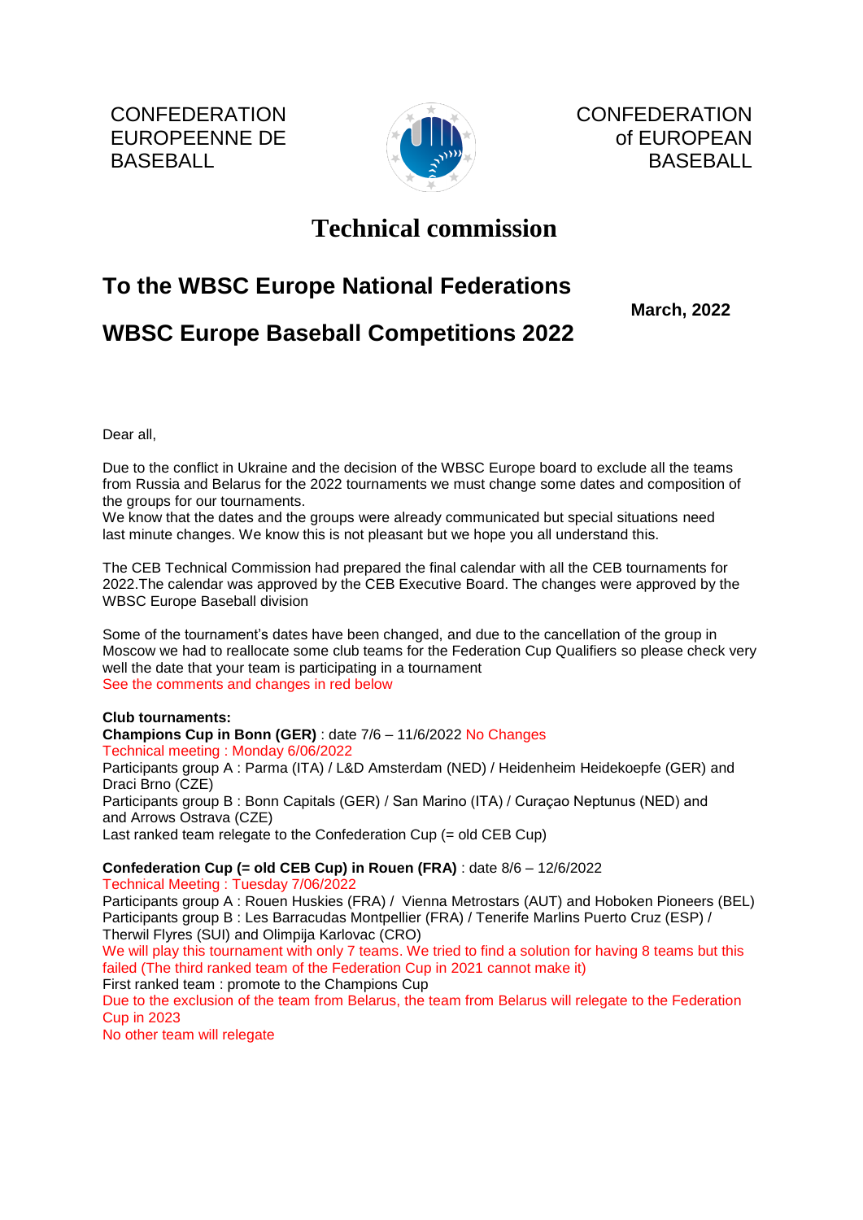CONFEDERATION EUROPEENNE DE BASEBALL

CONFEDERATION of EUROPEAN BASEBALL

# Technical commission

## To the WBSC Europe National Federations

**March, 2022**

## WBSC Europe Baseball Competitions 2022

Dear all,

Due to the conflict in Ukraine and the decision of the WBSC Europe board to exclude all the teams from Russia and Belarus for the 2022 tournaments we must change some dates and composition of the groups for our tournaments.
We know that the dates and the groups were already communicated but special situations need last minute changes. We know this is not pleasant but we hope you all understand this.

The CEB Technical Commission had prepared the final calendar with all the CEB tournaments for 2022.The calendar was approved by the CEB Executive Board. The changes were approved by the WBSC Europe Baseball division

Some of the tournament's dates have been changed, and due to the cancellation of the group in Moscow we had to reallocate some club teams for the Federation Cup Qualifiers so please check very well the date that your team is participating in a tournament
See the comments and changes in red below

**Club tournaments:**
**Champions Cup in Bonn (GER)** : date 7/6 – 11/6/2022 No Changes
Technical meeting : Monday 6/06/2022
Participants group A : Parma (ITA) / L&D Amsterdam (NED) / Heidenheim Heidekoepfe (GER) and Draci Brno (CZE)
Participants group B : Bonn Capitals (GER) / San Marino (ITA) / Curaçao Neptunus (NED) and and Arrows Ostrava (CZE)
Last ranked team relegate to the Confederation Cup (= old CEB Cup)

**Confederation Cup (= old CEB Cup) in Rouen (FRA)** : date 8/6 – 12/6/2022
Technical Meeting : Tuesday 7/06/2022
Participants group A : Rouen Huskies (FRA) / Vienna Metrostars (AUT) and Hoboken Pioneers (BEL)
Participants group B : Les Barracudas Montpellier (FRA) / Tenerife Marlins Puerto Cruz (ESP) / Therwil Flyres (SUI) and Olimpija Karlovac (CRO)
We will play this tournament with only 7 teams. We tried to find a solution for having 8 teams but this failed (The third ranked team of the Federation Cup in 2021 cannot make it)
First ranked team : promote to the Champions Cup
Due to the exclusion of the team from Belarus, the team from Belarus will relegate to the Federation Cup in 2023
No other team will relegate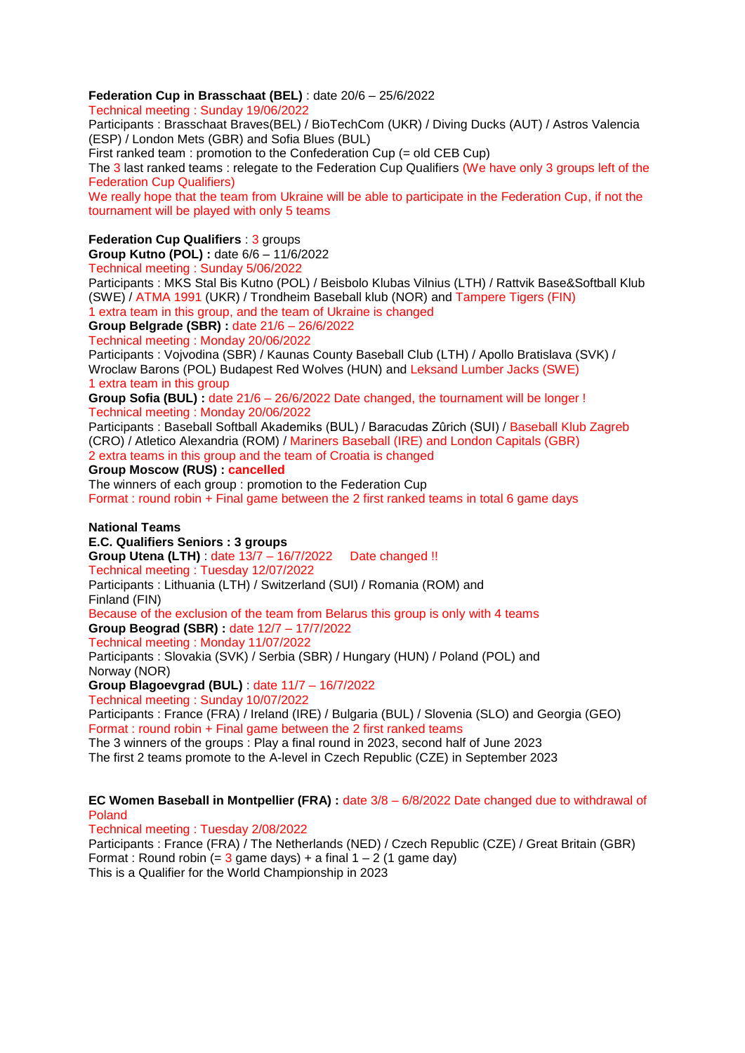**Federation Cup in Brasschaat (BEL)** : date 20/6 – 25/6/2022
Technical meeting : Sunday 19/06/2022
Participants : Brasschaat Braves(BEL) / BioTechCom (UKR) / Diving Ducks (AUT) / Astros Valencia (ESP) / London Mets (GBR) and Sofia Blues (BUL)
First ranked team : promotion to the Confederation Cup (= old CEB Cup)
The 3 last ranked teams : relegate to the Federation Cup Qualifiers (We have only 3 groups left of the Federation Cup Qualifiers)
We really hope that the team from Ukraine will be able to participate in the Federation Cup, if not the tournament will be played with only 5 teams

**Federation Cup Qualifiers** : 3 groups
**Group Kutno (POL) :** date 6/6 – 11/6/2022
Technical meeting : Sunday 5/06/2022
Participants : MKS Stal Bis Kutno (POL) / Beisbolo Klubas Vilnius (LTH) / Rattvik Base&Softball Klub (SWE) / ATMA 1991 (UKR) / Trondheim Baseball klub (NOR) and Tampere Tigers (FIN)
1 extra team in this group, and the team of Ukraine is changed
**Group Belgrade (SBR) :** date 21/6 – 26/6/2022
Technical meeting : Monday 20/06/2022
Participants : Vojvodina (SBR) / Kaunas County Baseball Club (LTH) / Apollo Bratislava (SVK) / Wroclaw Barons (POL) Budapest Red Wolves (HUN) and Leksand Lumber Jacks (SWE)
1 extra team in this group
**Group Sofia (BUL) :** date 21/6 – 26/6/2022 Date changed, the tournament will be longer !
Technical meeting : Monday 20/06/2022
Participants : Baseball Softball Akademiks (BUL) / Baracudas Zûrich (SUI) / Baseball Klub Zagreb (CRO) / Atletico Alexandria (ROM) / Mariners Baseball (IRE) and London Capitals (GBR)
2 extra teams in this group and the team of Croatia is changed
**Group Moscow (RUS) : cancelled**
The winners of each group : promotion to the Federation Cup
Format : round robin + Final game between the 2 first ranked teams in total 6 game days

**National Teams**
**E.C. Qualifiers Seniors : 3 groups**
**Group Utena (LTH)** : date 13/7 – 16/7/2022 Date changed !!
Technical meeting : Tuesday 12/07/2022
Participants : Lithuania (LTH) / Switzerland (SUI) / Romania (ROM) and Finland (FIN)
Because of the exclusion of the team from Belarus this group is only with 4 teams
**Group Beograd (SBR) :** date 12/7 – 17/7/2022
Technical meeting : Monday 11/07/2022
Participants : Slovakia (SVK) / Serbia (SBR) / Hungary (HUN) / Poland (POL) and Norway (NOR)
**Group Blagoevgrad (BUL)** : date 11/7 – 16/7/2022
Technical meeting : Sunday 10/07/2022
Participants : France (FRA) / Ireland (IRE) / Bulgaria (BUL) / Slovenia (SLO) and Georgia (GEO)
Format : round robin + Final game between the 2 first ranked teams
The 3 winners of the groups : Play a final round in 2023, second half of June 2023
The first 2 teams promote to the A-level in Czech Republic (CZE) in September 2023

**EC Women Baseball in Montpellier (FRA) :** date 3/8 – 6/8/2022 Date changed due to withdrawal of Poland
Technical meeting : Tuesday 2/08/2022
Participants : France (FRA) / The Netherlands (NED) / Czech Republic (CZE) / Great Britain (GBR)
Format : Round robin (= 3 game days) + a final 1 – 2 (1 game day)
This is a Qualifier for the World Championship in 2023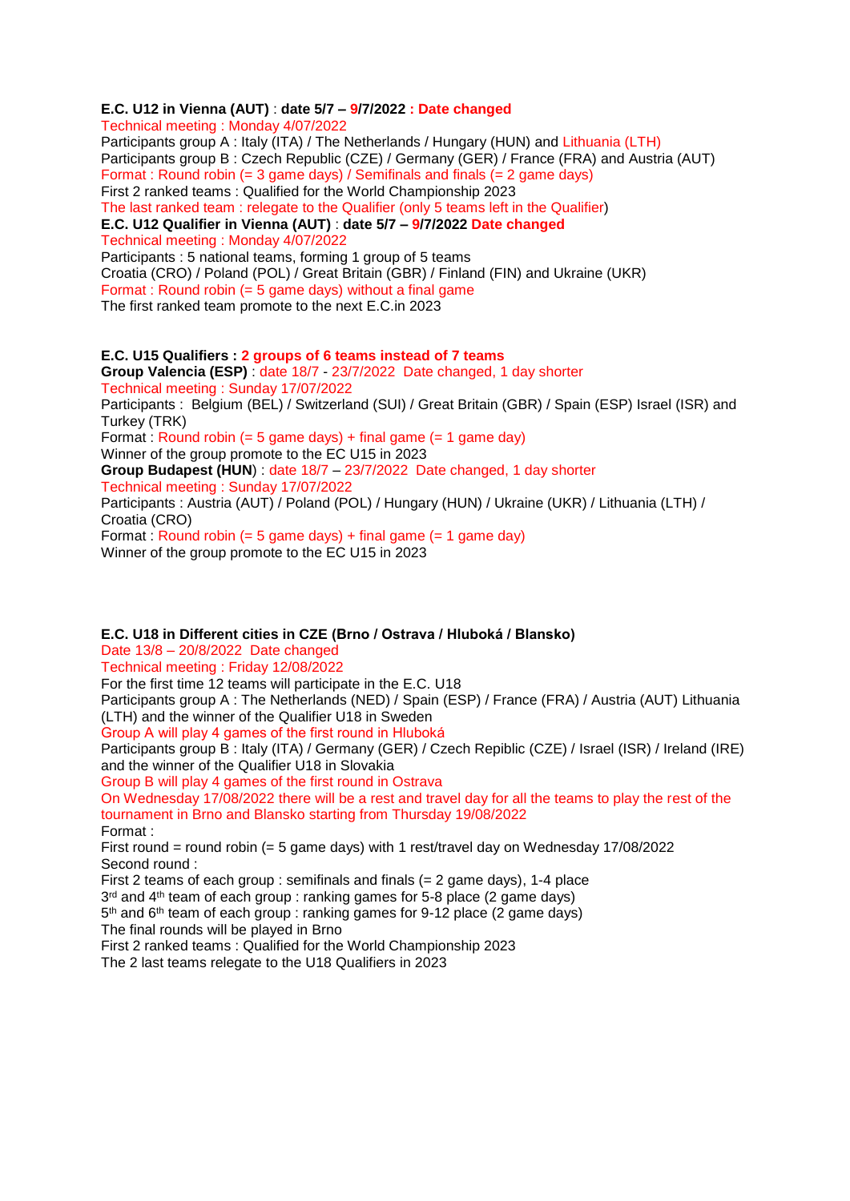**E.C. U12 in Vienna (AUT)** : **date 5/7 – 9/7/2022** **: Date changed**
Technical meeting : Monday 4/07/2022
Participants group A : Italy (ITA) / The Netherlands / Hungary (HUN) and Lithuania (LTH)
Participants group B : Czech Republic (CZE) / Germany (GER) / France (FRA) and Austria (AUT)
Format : Round robin (= 3 game days) / Semifinals and finals (= 2 game days)
First 2 ranked teams : Qualified for the World Championship 2023
The last ranked team : relegate to the Qualifier (only 5 teams left in the Qualifier)

**E.C. U12 Qualifier in Vienna (AUT)** : **date 5/7 – 9/7/2022** **Date changed**
Technical meeting : Monday 4/07/2022
Participants : 5 national teams, forming 1 group of 5 teams
Croatia (CRO) / Poland (POL) / Great Britain (GBR) / Finland (FIN) and Ukraine (UKR)
Format : Round robin (= 5 game days) without a final game
The first ranked team promote to the next E.C.in 2023

**E.C. U15 Qualifiers : 2 groups of 6 teams instead of 7 teams**

**Group Valencia (ESP)** : date 18/7 - 23/7/2022 Date changed, 1 day shorter
Technical meeting : Sunday 17/07/2022
Participants : Belgium (BEL) / Switzerland (SUI) / Great Britain (GBR) / Spain (ESP) Israel (ISR) and Turkey (TRK)
Format : Round robin (= 5 game days) + final game (= 1 game day)
Winner of the group promote to the EC U15 in 2023

**Group Budapest (HUN**) : date 18/7 – 23/7/2022 Date changed, 1 day shorter
Technical meeting : Sunday 17/07/2022
Participants : Austria (AUT) / Poland (POL) / Hungary (HUN) / Ukraine (UKR) / Lithuania (LTH) / Croatia (CRO)
Format : Round robin (= 5 game days) + final game (= 1 game day)
Winner of the group promote to the EC U15 in 2023

**E.C. U18 in Different cities in CZE (Brno / Ostrava / Hluboká / Blansko)**
Date 13/8 – 20/8/2022 Date changed
Technical meeting : Friday 12/08/2022
For the first time 12 teams will participate in the E.C. U18
Participants group A : The Netherlands (NED) / Spain (ESP) / France (FRA) / Austria (AUT) Lithuania (LTH) and the winner of the Qualifier U18 in Sweden
Group A will play 4 games of the first round in Hluboká
Participants group B : Italy (ITA) / Germany (GER) / Czech Repiblic (CZE) / Israel (ISR) / Ireland (IRE) and the winner of the Qualifier U18 in Slovakia
Group B will play 4 games of the first round in Ostrava
On Wednesday 17/08/2022 there will be a rest and travel day for all the teams to play the rest of the tournament in Brno and Blansko starting from Thursday 19/08/2022
Format :
First round = round robin (= 5 game days) with 1 rest/travel day on Wednesday 17/08/2022
Second round :
First 2 teams of each group : semifinals and finals (= 2 game days), 1-4 place
3rd and 4th team of each group : ranking games for 5-8 place (2 game days)
5th and 6th team of each group : ranking games for 9-12 place (2 game days)
The final rounds will be played in Brno
First 2 ranked teams : Qualified for the World Championship 2023
The 2 last teams relegate to the U18 Qualifiers in 2023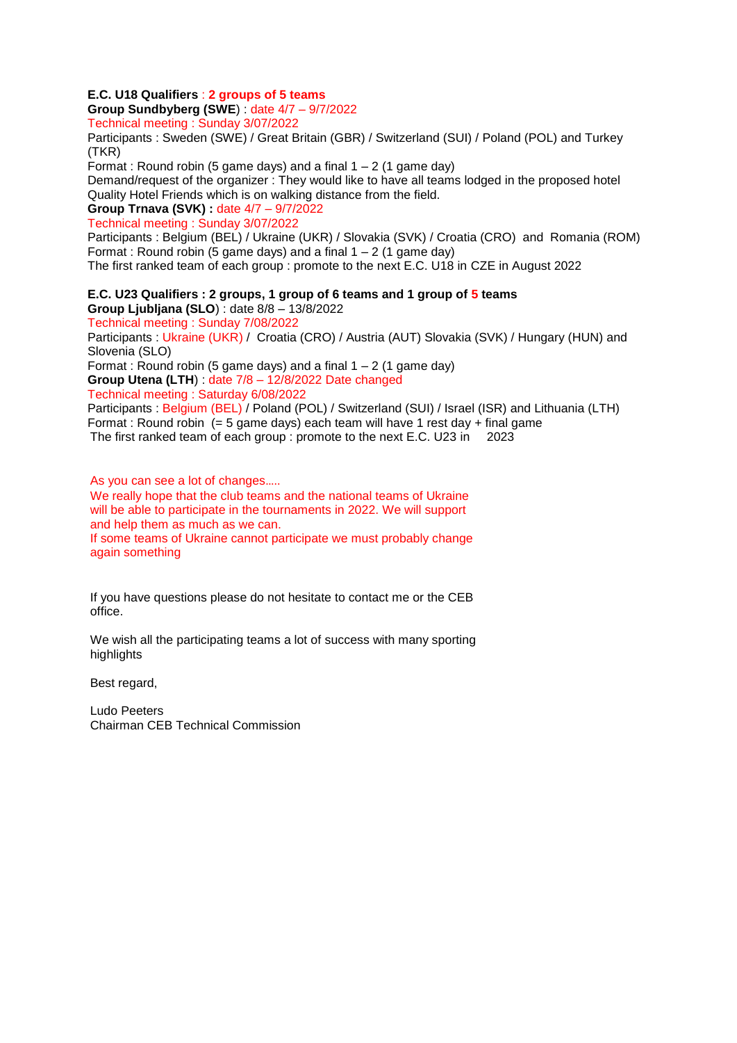**E.C. U18 Qualifiers** : **2 groups of 5 teams**

**Group Sundbyberg (SWE**) : date 4/7 – 9/7/2022

Technical meeting : Sunday 3/07/2022

Participants : Sweden (SWE) / Great Britain (GBR) / Switzerland (SUI) / Poland (POL) and Turkey (TKR)

Format : Round robin (5 game days) and a final 1 – 2 (1 game day)

Demand/request of the organizer : They would like to have all teams lodged in the proposed hotel Quality Hotel Friends which is on walking distance from the field.

**Group Trnava (SVK) :** date 4/7 – 9/7/2022

Technical meeting : Sunday 3/07/2022

Participants : Belgium (BEL) / Ukraine (UKR) / Slovakia (SVK) / Croatia (CRO) and Romania (ROM)

Format : Round robin (5 game days) and a final 1 – 2 (1 game day)

The first ranked team of each group : promote to the next E.C. U18 in CZE in August 2022

**E.C. U23 Qualifiers : 2 groups, 1 group of 6 teams and 1 group of 5 teams**

**Group Ljubljana (SLO**) : date 8/8 – 13/8/2022

Technical meeting : Sunday 7/08/2022

Participants : Ukraine (UKR) / Croatia (CRO) / Austria (AUT) Slovakia (SVK) / Hungary (HUN) and Slovenia (SLO)

Format : Round robin (5 game days) and a final 1 – 2 (1 game day)

**Group Utena (LTH**) : date 7/8 – 12/8/2022 Date changed

Technical meeting : Saturday 6/08/2022

Participants : Belgium (BEL) / Poland (POL) / Switzerland (SUI) / Israel (ISR) and Lithuania (LTH)

Format : Round robin (= 5 game days) each team will have 1 rest day + final game

The first ranked team of each group : promote to the next E.C. U23 in 2023

As you can see a lot of changes…..

We really hope that the club teams and the national teams of Ukraine will be able to participate in the tournaments in 2022. We will support and help them as much as we can.

If some teams of Ukraine cannot participate we must probably change again something

If you have questions please do not hesitate to contact me or the CEB office.

We wish all the participating teams a lot of success with many sporting highlights

Best regard,

Ludo Peeters
Chairman CEB Technical Commission